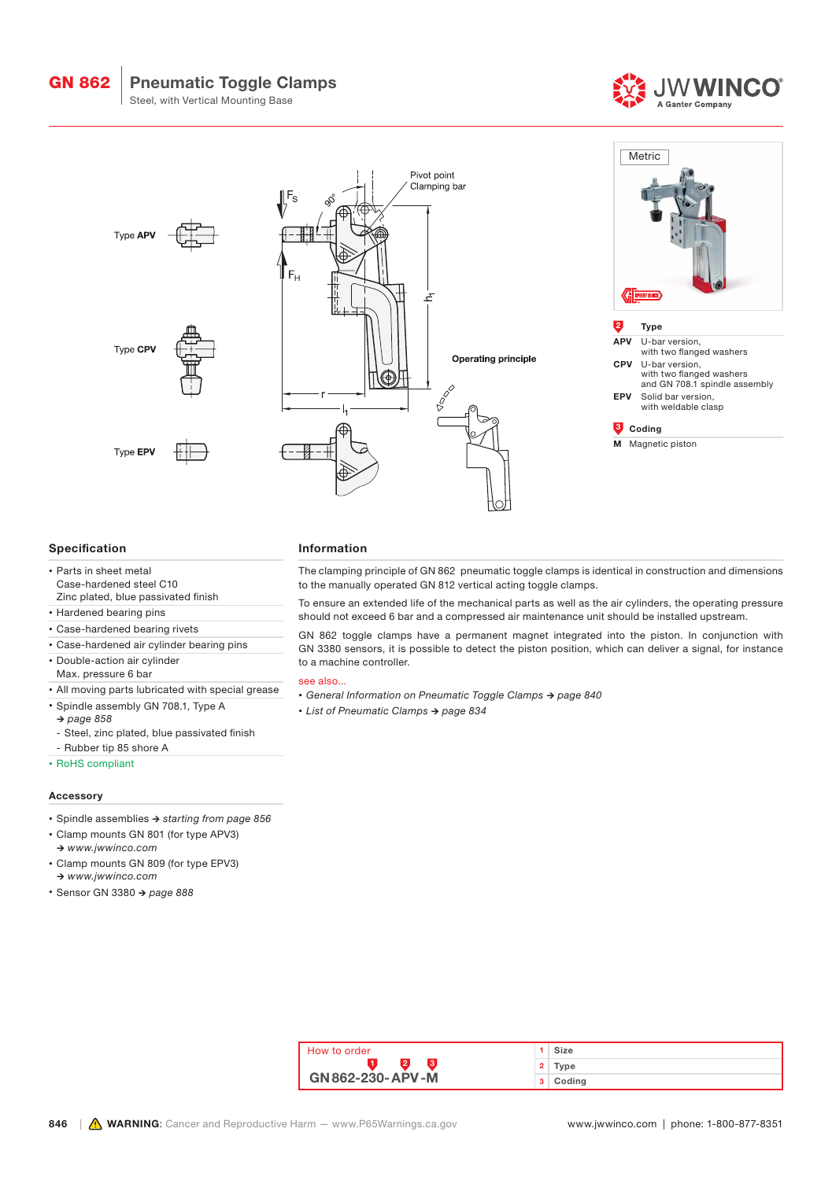# GN 862 Pneumatic Toggle Clamps

Steel, with Vertical Mounting Base

Type APV

Type CPV

Type EPV

Pivot point Clamping bar

Operating principle

Metric

**2 Type**

| | |
|---|---|
| APV | U-bar version, with two flanged washers |
| CPV | U-bar version, with two flanged washers and GN 708.1 spindle assembly |
| EPV | Solid bar version, with weldable clasp |

**3 Coding**

| | |
|---|---|
| M | Magnetic piston |

## Specification

- Parts in sheet metal
  Case-hardened steel C10
  Zinc plated, blue passivated finish
- Hardened bearing pins
- Case-hardened bearing rivets
- Case-hardened air cylinder bearing pins
- Double-action air cylinder
  Max. pressure 6 bar
- All moving parts lubricated with special grease
- Spindle assembly GN 708.1, Type A
  → *page 858*
  - Steel, zinc plated, blue passivated finish
  - Rubber tip 85 shore A
- RoHS compliant

## Accessory

- Spindle assemblies → *starting from page 856*
- Clamp mounts GN 801 (for type APV3)
  → *www.jwwinco.com*
- Clamp mounts GN 809 (for type EPV3)
  → *www.jwwinco.com*
- Sensor GN 3380 → *page 888*

## Information

The clamping principle of GN 862 pneumatic toggle clamps is identical in construction and dimensions to the manually operated GN 812 vertical acting toggle clamps.

To ensure an extended life of the mechanical parts as well as the air cylinders, the operating pressure should not exceed 6 bar and a compressed air maintenance unit should be installed upstream.

GN 862 toggle clamps have a permanent magnet integrated into the piston. In conjunction with GN 3380 sensors, it is possible to detect the piston position, which can deliver a signal, for instance to a machine controller.

see also...

- *General Information on Pneumatic Toggle Clamps → page 840*
- *List of Pneumatic Clamps → page 834*

How to order

GN 862-230-APV-M

| | |
|---|---|
| 1 | Size |
| 2 | Type |
| 3 | Coding |

WARNING: Cancer and Reproductive Harm — www.P65Warnings.ca.gov

www.jwwinco.com | phone: 1-800-877-8351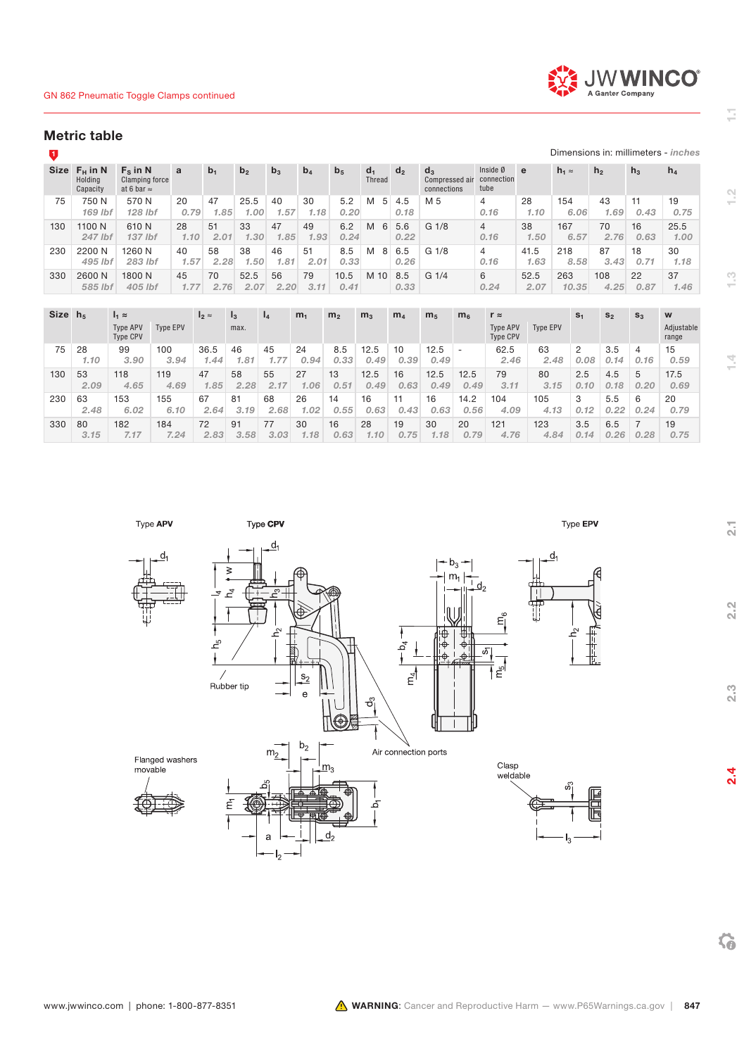GN 862 Pneumatic Toggle Clamps continued

## Metric table

Dimensions in: millimeters - *inches*

| Size | $F_H$ in N Holding Capacity | $F_S$ in N Clamping force at 6 bar ≈ | a | $b_1$ | $b_2$ | $b_3$ | $b_4$ | $b_5$ | $d_1$ Thread | $d_2$ | $d_3$ Compressed air connections | Inside Ø connection tube | e | $h_1$ ≈ | $h_2$ | $h_3$ | $h_4$ |
|---|---|---|---|---|---|---|---|---|---|---|---|---|---|---|---|---|---|
| 75 | 750 N *169 lbf* | 570 N *128 lbf* | 20 *0.79* | 47 *1.85* | 25.5 *1.00* | 40 *1.57* | 30 *1.18* | 5.2 *0.20* | M 5 | 4.5 *0.18* | M 5 | 4 *0.16* | 28 *1.10* | 154 *6.06* | 43 *1.69* | 11 *0.43* | 19 *0.75* |
| 130 | 1100 N *247 lbf* | 610 N *137 lbf* | 28 *1.10* | 51 *2.01* | 33 *1.30* | 47 *1.85* | 49 *1.93* | 6.2 *0.24* | M 6 | 5.6 *0.22* | G 1/8 | 4 *0.16* | 38 *1.50* | 167 *6.57* | 70 *2.76* | 16 *0.63* | 25.5 *1.00* |
| 230 | 2200 N *495 lbf* | 1260 N *283 lbf* | 40 *1.57* | 58 *2.28* | 38 *1.50* | 46 *1.81* | 51 *2.01* | 8.5 *0.33* | M 8 | 6.5 *0.26* | G 1/8 | 4 *0.16* | 41.5 *1.63* | 218 *8.58* | 87 *3.43* | 18 *0.71* | 30 *1.18* |
| 330 | 2600 N *585 lbf* | 1800 N *405 lbf* | 45 *1.77* | 70 *2.76* | 52.5 *2.07* | 56 *2.20* | 79 *3.11* | 10.5 *0.41* | M 10 | 8.5 *0.33* | G 1/4 | 6 *0.24* | 52.5 *2.07* | 263 *10.35* | 108 *4.25* | 22 *0.87* | 37 *1.46* |

| Size | $h_5$ | $l_1$ ≈ Type APV Type CPV | $l_1$ ≈ Type EPV | $l_2$ ≈ | $l_3$ max. | $l_4$ | $m_1$ | $m_2$ | $m_3$ | $m_4$ | $m_5$ | $m_6$ | r ≈ Type APV Type CPV | r ≈ Type EPV | $s_1$ | $s_2$ | $s_3$ | w Adjustable range |
|---|---|---|---|---|---|---|---|---|---|---|---|---|---|---|---|---|---|---|
| 75 | 28 *1.10* | 99 *3.90* | 100 *3.94* | 36.5 *1.44* | 46 *1.81* | 45 *1.77* | 24 *0.94* | 8.5 *0.33* | 12.5 *0.49* | 10 *0.39* | 12.5 *0.49* | - | 62.5 *2.46* | 63 *2.48* | 2 *0.08* | 3.5 *0.14* | 4 *0.16* | 15 *0.59* |
| 130 | 53 *2.09* | 118 *4.65* | 119 *4.69* | 47 *1.85* | 58 *2.28* | 55 *2.17* | 27 *1.06* | 13 *0.51* | 12.5 *0.49* | 16 *0.63* | 12.5 *0.49* | 12.5 *0.49* | 79 *3.11* | 80 *3.15* | 2.5 *0.10* | 4.5 *0.18* | 5 *0.20* | 17.5 *0.69* |
| 230 | 63 *2.48* | 153 *6.02* | 155 *6.10* | 67 *2.64* | 81 *3.19* | 68 *2.68* | 26 *1.02* | 14 *0.55* | 16 *0.63* | 11 *0.43* | 16 *0.63* | 14.2 *0.56* | 104 *4.09* | 105 *4.13* | 3 *0.12* | 5.5 *0.22* | 6 *0.24* | 20 *0.79* |
| 330 | 80 *3.15* | 182 *7.17* | 184 *7.24* | 72 *2.83* | 91 *3.58* | 77 *3.03* | 30 *1.18* | 16 *0.63* | 28 *1.10* | 19 *0.75* | 30 *1.18* | 20 *0.79* | 121 *4.76* | 123 *4.84* | 3.5 *0.14* | 6.5 *0.26* | 7 *0.28* | 19 *0.75* |

Type APV

Type CPV

Type EPV

Rubber tip

Flanged washers movable

Air connection ports

Clasp weldable

www.jwwinco.com | phone: 1-800-877-8351

**WARNING:** Cancer and Reproductive Harm — www.P65Warnings.ca.gov